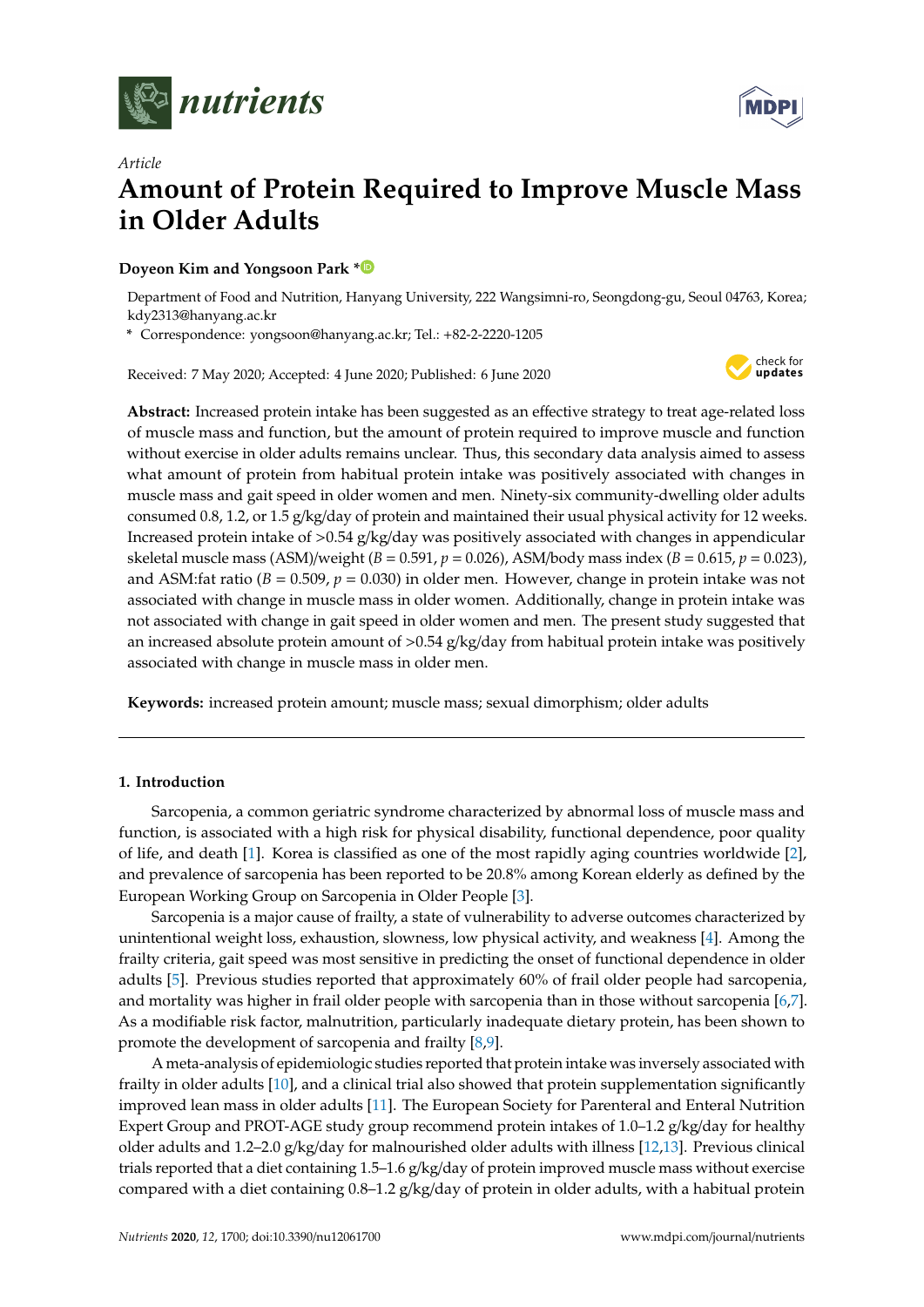*Article*

# Amount of Protein Required to Improve Muscle Mass in Older Adults

**Doyeon Kim and Yongsoon Park ***

Department of Food and Nutrition, Hanyang University, 222 Wangsimni-ro, Seongdong-gu, Seoul 04763, Korea; kdy2313@hanyang.ac.kr

\* Correspondence: yongsoon@hanyang.ac.kr; Tel.: +82-2-2220-1205

Received: 7 May 2020; Accepted: 4 June 2020; Published: 6 June 2020

**Abstract:** Increased protein intake has been suggested as an effective strategy to treat age-related loss of muscle mass and function, but the amount of protein required to improve muscle and function without exercise in older adults remains unclear. Thus, this secondary data analysis aimed to assess what amount of protein from habitual protein intake was positively associated with changes in muscle mass and gait speed in older women and men. Ninety-six community-dwelling older adults consumed 0.8, 1.2, or 1.5 g/kg/day of protein and maintained their usual physical activity for 12 weeks. Increased protein intake of >0.54 g/kg/day was positively associated with changes in appendicular skeletal muscle mass (ASM)/weight ($B = 0.591$, $p = 0.026$), ASM/body mass index ($B = 0.615$, $p = 0.023$), and ASM:fat ratio ($B = 0.509$, $p = 0.030$) in older men. However, change in protein intake was not associated with change in muscle mass in older women. Additionally, change in protein intake was not associated with change in gait speed in older women and men. The present study suggested that an increased absolute protein amount of >0.54 g/kg/day from habitual protein intake was positively associated with change in muscle mass in older men.

**Keywords:** increased protein amount; muscle mass; sexual dimorphism; older adults

## 1. Introduction

Sarcopenia, a common geriatric syndrome characterized by abnormal loss of muscle mass and function, is associated with a high risk for physical disability, functional dependence, poor quality of life, and death [1]. Korea is classified as one of the most rapidly aging countries worldwide [2], and prevalence of sarcopenia has been reported to be 20.8% among Korean elderly as defined by the European Working Group on Sarcopenia in Older People [3].

Sarcopenia is a major cause of frailty, a state of vulnerability to adverse outcomes characterized by unintentional weight loss, exhaustion, slowness, low physical activity, and weakness [4]. Among the frailty criteria, gait speed was most sensitive in predicting the onset of functional dependence in older adults [5]. Previous studies reported that approximately 60% of frail older people had sarcopenia, and mortality was higher in frail older people with sarcopenia than in those without sarcopenia [6,7]. As a modifiable risk factor, malnutrition, particularly inadequate dietary protein, has been shown to promote the development of sarcopenia and frailty [8,9].

A meta-analysis of epidemiologic studies reported that protein intake was inversely associated with frailty in older adults [10], and a clinical trial also showed that protein supplementation significantly improved lean mass in older adults [11]. The European Society for Parenteral and Enteral Nutrition Expert Group and PROT-AGE study group recommend protein intakes of 1.0–1.2 g/kg/day for healthy older adults and 1.2–2.0 g/kg/day for malnourished older adults with illness [12,13]. Previous clinical trials reported that a diet containing 1.5–1.6 g/kg/day of protein improved muscle mass without exercise compared with a diet containing 0.8–1.2 g/kg/day of protein in older adults, with a habitual protein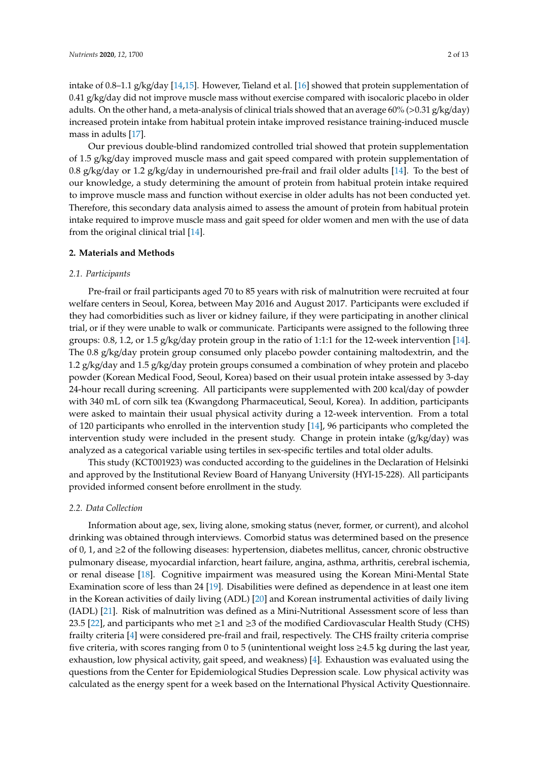intake of 0.8–1.1 g/kg/day [14,15]. However, Tieland et al. [16] showed that protein supplementation of 0.41 g/kg/day did not improve muscle mass without exercise compared with isocaloric placebo in older adults. On the other hand, a meta-analysis of clinical trials showed that an average 60% (>0.31 g/kg/day) increased protein intake from habitual protein intake improved resistance training-induced muscle mass in adults [17].

Our previous double-blind randomized controlled trial showed that protein supplementation of 1.5 g/kg/day improved muscle mass and gait speed compared with protein supplementation of 0.8 g/kg/day or 1.2 g/kg/day in undernourished pre-frail and frail older adults [14]. To the best of our knowledge, a study determining the amount of protein from habitual protein intake required to improve muscle mass and function without exercise in older adults has not been conducted yet. Therefore, this secondary data analysis aimed to assess the amount of protein from habitual protein intake required to improve muscle mass and gait speed for older women and men with the use of data from the original clinical trial [14].

## 2. Materials and Methods

### 2.1. Participants

Pre-frail or frail participants aged 70 to 85 years with risk of malnutrition were recruited at four welfare centers in Seoul, Korea, between May 2016 and August 2017. Participants were excluded if they had comorbidities such as liver or kidney failure, if they were participating in another clinical trial, or if they were unable to walk or communicate. Participants were assigned to the following three groups: 0.8, 1.2, or 1.5 g/kg/day protein group in the ratio of 1:1:1 for the 12-week intervention [14]. The 0.8 g/kg/day protein group consumed only placebo powder containing maltodextrin, and the 1.2 g/kg/day and 1.5 g/kg/day protein groups consumed a combination of whey protein and placebo powder (Korean Medical Food, Seoul, Korea) based on their usual protein intake assessed by 3-day 24-hour recall during screening. All participants were supplemented with 200 kcal/day of powder with 340 mL of corn silk tea (Kwangdong Pharmaceutical, Seoul, Korea). In addition, participants were asked to maintain their usual physical activity during a 12-week intervention. From a total of 120 participants who enrolled in the intervention study [14], 96 participants who completed the intervention study were included in the present study. Change in protein intake (g/kg/day) was analyzed as a categorical variable using tertiles in sex-specific tertiles and total older adults.

This study (KCT001923) was conducted according to the guidelines in the Declaration of Helsinki and approved by the Institutional Review Board of Hanyang University (HYI-15-228). All participants provided informed consent before enrollment in the study.

### 2.2. Data Collection

Information about age, sex, living alone, smoking status (never, former, or current), and alcohol drinking was obtained through interviews. Comorbid status was determined based on the presence of 0, 1, and ≥2 of the following diseases: hypertension, diabetes mellitus, cancer, chronic obstructive pulmonary disease, myocardial infarction, heart failure, angina, asthma, arthritis, cerebral ischemia, or renal disease [18]. Cognitive impairment was measured using the Korean Mini-Mental State Examination score of less than 24 [19]. Disabilities were defined as dependence in at least one item in the Korean activities of daily living (ADL) [20] and Korean instrumental activities of daily living (IADL) [21]. Risk of malnutrition was defined as a Mini-Nutritional Assessment score of less than 23.5 [22], and participants who met ≥1 and ≥3 of the modified Cardiovascular Health Study (CHS) frailty criteria [4] were considered pre-frail and frail, respectively. The CHS frailty criteria comprise five criteria, with scores ranging from 0 to 5 (unintentional weight loss ≥4.5 kg during the last year, exhaustion, low physical activity, gait speed, and weakness) [4]. Exhaustion was evaluated using the questions from the Center for Epidemiological Studies Depression scale. Low physical activity was calculated as the energy spent for a week based on the International Physical Activity Questionnaire.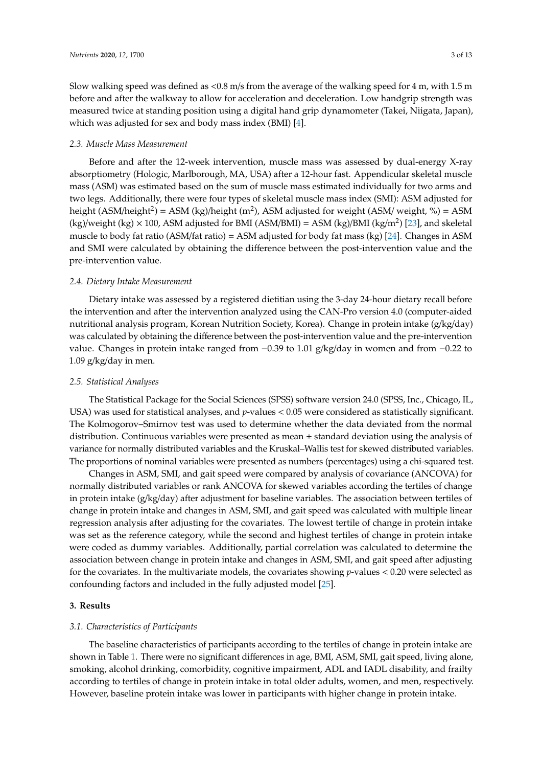Slow walking speed was defined as <0.8 m/s from the average of the walking speed for 4 m, with 1.5 m before and after the walkway to allow for acceleration and deceleration. Low handgrip strength was measured twice at standing position using a digital hand grip dynamometer (Takei, Niigata, Japan), which was adjusted for sex and body mass index (BMI) [4].

### 2.3. Muscle Mass Measurement

Before and after the 12-week intervention, muscle mass was assessed by dual-energy X-ray absorptiometry (Hologic, Marlborough, MA, USA) after a 12-hour fast. Appendicular skeletal muscle mass (ASM) was estimated based on the sum of muscle mass estimated individually for two arms and two legs. Additionally, there were four types of skeletal muscle mass index (SMI): ASM adjusted for height (ASM/height$^2$) = ASM (kg)/height (m$^2$), ASM adjusted for weight (ASM/ weight, %) = ASM (kg)/weight (kg) $\times$ 100, ASM adjusted for BMI (ASM/BMI) = ASM (kg)/BMI (kg/m$^2$) [23], and skeletal muscle to body fat ratio (ASM/fat ratio) = ASM adjusted for body fat mass (kg) [24]. Changes in ASM and SMI were calculated by obtaining the difference between the post-intervention value and the pre-intervention value.

### 2.4. Dietary Intake Measurement

Dietary intake was assessed by a registered dietitian using the 3-day 24-hour dietary recall before the intervention and after the intervention analyzed using the CAN-Pro version 4.0 (computer-aided nutritional analysis program, Korean Nutrition Society, Korea). Change in protein intake (g/kg/day) was calculated by obtaining the difference between the post-intervention value and the pre-intervention value. Changes in protein intake ranged from −0.39 to 1.01 g/kg/day in women and from −0.22 to 1.09 g/kg/day in men.

### 2.5. Statistical Analyses

The Statistical Package for the Social Sciences (SPSS) software version 24.0 (SPSS, Inc., Chicago, IL, USA) was used for statistical analyses, and $p$-values < 0.05 were considered as statistically significant. The Kolmogorov–Smirnov test was used to determine whether the data deviated from the normal distribution. Continuous variables were presented as mean ± standard deviation using the analysis of variance for normally distributed variables and the Kruskal–Wallis test for skewed distributed variables. The proportions of nominal variables were presented as numbers (percentages) using a chi-squared test.

Changes in ASM, SMI, and gait speed were compared by analysis of covariance (ANCOVA) for normally distributed variables or rank ANCOVA for skewed variables according the tertiles of change in protein intake (g/kg/day) after adjustment for baseline variables. The association between tertiles of change in protein intake and changes in ASM, SMI, and gait speed was calculated with multiple linear regression analysis after adjusting for the covariates. The lowest tertile of change in protein intake was set as the reference category, while the second and highest tertiles of change in protein intake were coded as dummy variables. Additionally, partial correlation was calculated to determine the association between change in protein intake and changes in ASM, SMI, and gait speed after adjusting for the covariates. In the multivariate models, the covariates showing $p$-values < 0.20 were selected as confounding factors and included in the fully adjusted model [25].

## 3. Results

### 3.1. Characteristics of Participants

The baseline characteristics of participants according to the tertiles of change in protein intake are shown in Table 1. There were no significant differences in age, BMI, ASM, SMI, gait speed, living alone, smoking, alcohol drinking, comorbidity, cognitive impairment, ADL and IADL disability, and frailty according to tertiles of change in protein intake in total older adults, women, and men, respectively. However, baseline protein intake was lower in participants with higher change in protein intake.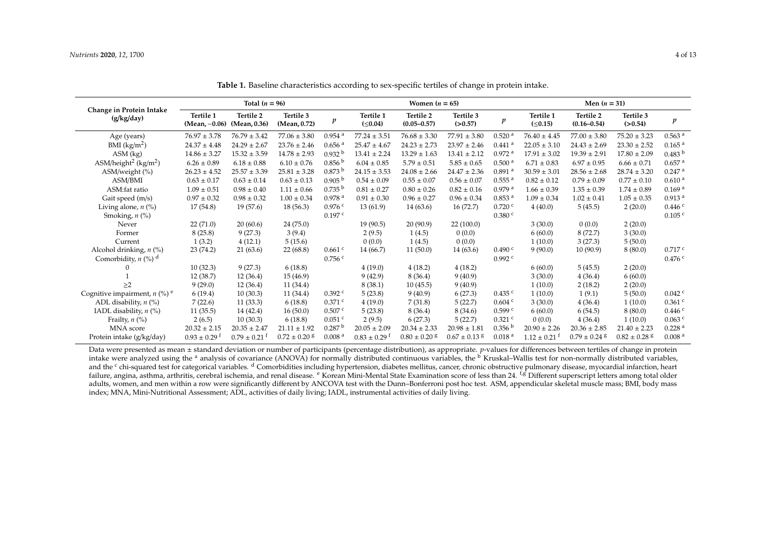**Table 1.** Baseline characteristics according to sex-specific tertiles of change in protein intake.

| Change in Protein Intake (g/kg/day) | Total ($n$ = 96) | | | | Women ($n$ = 65) | | | | Men ($n$ = 31) | | | |
|---|---|---|---|---|---|---|---|---|---|---|---|---|
| | Tertile 1 (Mean, −0.06) | Tertile 2 (Mean, 0.36) | Tertile 3 (Mean, 0.72) | $p$ | Tertile 1 (≤0.04) | Tertile 2 (0.05–0.57) | Tertile 3 (>0.57) | $p$ | Tertile 1 (≤0.15) | Tertile 2 (0.16–0.54) | Tertile 3 (>0.54) | $p$ |
| Age (years) | 76.97 ± 3.78 | 76.79 ± 3.42 | 77.06 ± 3.80 | 0.954 [a] | 77.24 ± 3.51 | 76.68 ± 3.30 | 77.91 ± 3.80 | 0.520 [a] | 76.40 ± 4.45 | 77.00 ± 3.80 | 75.20 ± 3.23 | 0.563 [a] |
| BMI (kg/m$^2$) | 24.37 ± 4.48 | 24.29 ± 2.67 | 23.76 ± 2.46 | 0.656 [a] | 25.47 ± 4.67 | 24.23 ± 2.73 | 23.97 ± 2.46 | 0.441 [a] | 22.05 ± 3.10 | 24.43 ± 2.69 | 23.30 ± 2.52 | 0.165 [a] |
| ASM (kg) | 14.86 ± 3.27 | 15.32 ± 3.59 | 14.78 ± 2.93 | 0.932 [b] | 13.41 ± 2.24 | 13.29 ± 1.63 | 13.41 ± 2.12 | 0.972 [a] | 17.91 ± 3.02 | 19.39 ± 2.91 | 17.80 ± 2.09 | 0.483 [b] |
| ASM/height$^2$ (kg/m$^2$) | 6.26 ± 0.89 | 6.18 ± 0.88 | 6.10 ± 0.76 | 0.856 [b] | 6.04 ± 0.85 | 5.79 ± 0.51 | 5.85 ± 0.65 | 0.500 [a] | 6.71 ± 0.83 | 6.97 ± 0.95 | 6.66 ± 0.71 | 0.657 [a] |
| ASM/weight (%) | 26.23 ± 4.52 | 25.57 ± 3.39 | 25.81 ± 3.28 | 0.873 [b] | 24.15 ± 3.53 | 24.08 ± 2.66 | 24.47 ± 2.36 | 0.891 [a] | 30.59 ± 3.01 | 28.56 ± 2.68 | 28.74 ± 3.20 | 0.247 [a] |
| ASM/BMI | 0.63 ± 0.17 | 0.63 ± 0.14 | 0.63 ± 0.13 | 0.905 [b] | 0.54 ± 0.09 | 0.55 ± 0.07 | 0.56 ± 0.07 | 0.555 [a] | 0.82 ± 0.12 | 0.79 ± 0.09 | 0.77 ± 0.10 | 0.610 [a] |
| ASM:fat ratio | 1.09 ± 0.51 | 0.98 ± 0.40 | 1.11 ± 0.66 | 0.735 [b] | 0.81 ± 0.27 | 0.80 ± 0.26 | 0.82 ± 0.16 | 0.979 [a] | 1.66 ± 0.39 | 1.35 ± 0.39 | 1.74 ± 0.89 | 0.169 [a] |
| Gait speed (m/s) | 0.97 ± 0.32 | 0.98 ± 0.32 | 1.00 ± 0.34 | 0.978 [a] | 0.91 ± 0.30 | 0.96 ± 0.27 | 0.96 ± 0.34 | 0.853 [a] | 1.09 ± 0.34 | 1.02 ± 0.41 | 1.05 ± 0.35 | 0.913 [a] |
| Living alone, $n$ (%) | 17 (54.8) | 19 (57.6) | 18 (56.3) | 0.976 [c] | 13 (61.9) | 14 (63.6) | 16 (72.7) | 0.720 [c] | 4 (40.0) | 5 (45.5) | 2 (20.0) | 0.446 [c] |
| Smoking, $n$ (%) | | | | 0.197 [c] | | | | 0.380 [c] | | | | 0.105 [c] |
| Never | 22 (71.0) | 20 (60.6) | 24 (75.0) | | 19 (90.5) | 20 (90.9) | 22 (100.0) | | 3 (30.0) | 0 (0.0) | 2 (20.0) | |
| Former | 8 (25.8) | 9 (27.3) | 3 (9.4) | | 2 (9.5) | 1 (4.5) | 0 (0.0) | | 6 (60.0) | 8 (72.7) | 3 (30.0) | |
| Current | 1 (3.2) | 4 (12.1) | 5 (15.6) | | 0 (0.0) | 1 (4.5) | 0 (0.0) | | 1 (10.0) | 3 (27.3) | 5 (50.0) | |
| Alcohol drinking, $n$ (%) | 23 (74.2) | 21 (63.6) | 22 (68.8) | 0.661 [c] | 14 (66.7) | 11 (50.0) | 14 (63.6) | 0.490 [c] | 9 (90.0) | 10 (90.9) | 8 (80.0) | 0.717 [c] |
| Comorbidity, $n$ (%) [d] | | | | 0.756 [c] | | | | 0.992 [c] | | | | 0.476 [c] |
| 0 | 10 (32.3) | 9 (27.3) | 6 (18.8) | | 4 (19.0) | 4 (18.2) | 4 (18.2) | | 6 (60.0) | 5 (45.5) | 2 (20.0) | |
| 1 | 12 (38.7) | 12 (36.4) | 15 (46.9) | | 9 (42.9) | 8 (36.4) | 9 (40.9) | | 3 (30.0) | 4 (36.4) | 6 (60.0) | |
| ≥2 | 9 (29.0) | 12 (36.4) | 11 (34.4) | | 8 (38.1) | 10 (45.5) | 9 (40.9) | | 1 (10.0) | 2 (18.2) | 2 (20.0) | |
| Cognitive impairment, $n$ (%) [e] | 6 (19.4) | 10 (30.3) | 11 (34.4) | 0.392 [c] | 5 (23.8) | 9 (40.9) | 6 (27.3) | 0.435 [c] | 1 (10.0) | 1 (9.1) | 5 (50.0) | 0.042 [c] |
| ADL disability, $n$ (%) | 7 (22.6) | 11 (33.3) | 6 (18.8) | 0.371 [c] | 4 (19.0) | 7 (31.8) | 5 (22.7) | 0.604 [c] | 3 (30.0) | 4 (36.4) | 1 (10.0) | 0.361 [c] |
| IADL disability, $n$ (%) | 11 (35.5) | 14 (42.4) | 16 (50.0) | 0.507 [c] | 5 (23.8) | 8 (36.4) | 8 (34.6) | 0.599 [c] | 6 (60.0) | 6 (54.5) | 8 (80.0) | 0.446 [c] |
| Frailty, $n$ (%) | 2 (6.5) | 10 (30.3) | 6 (18.8) | 0.051 [c] | 2 (9.5) | 6 (27.3) | 5 (22.7) | 0.321 [c] | 0 (0.0) | 4 (36.4) | 1 (10.0) | 0.063 [c] |
| MNA score | 20.32 ± 2.15 | 20.35 ± 2.47 | 21.11 ± 1.92 | 0.287 [b] | 20.05 ± 2.09 | 20.34 ± 2.33 | 20.98 ± 1.81 | 0.356 [b] | 20.90 ± 2.26 | 20.36 ± 2.85 | 21.40 ± 2.23 | 0.228 [a] |
| Protein intake (g/kg/day) | 0.93 ± 0.29 [f] | 0.79 ± 0.21 [f] | 0.72 ± 0.20 [g] | 0.008 [a] | 0.83 ± 0.29 [f] | 0.80 ± 0.20 [g] | 0.67 ± 0.13 [g] | 0.018 [a] | 1.12 ± 0.21 [f] | 0.79 ± 0.24 [g] | 0.82 ± 0.28 [g] | 0.008 [a] |

Data were presented as mean ± standard deviation or number of participants (percentage distribution), as appropriate. $p$-values for differences between tertiles of change in protein intake were analyzed using the [a] analysis of covariance (ANOVA) for normally distributed continuous variables, the [b] Kruskal–Wallis test for non-normally distributed variables, and the [c] chi-squared test for categorical variables. [d] Comorbidities including hypertension, diabetes mellitus, cancer, chronic obstructive pulmonary disease, myocardial infarction, heart failure, angina, asthma, arthritis, cerebral ischemia, and renal disease. [e] Korean Mini-Mental State Examination score of less than 24. [f,g] Different superscript letters among total older adults, women, and men within a row were significantly different by ANCOVA test with the Dunn–Bonferroni post hoc test. ASM, appendicular skeletal muscle mass; BMI, body mass index; MNA, Mini-Nutritional Assessment; ADL, activities of daily living; IADL, instrumental activities of daily living.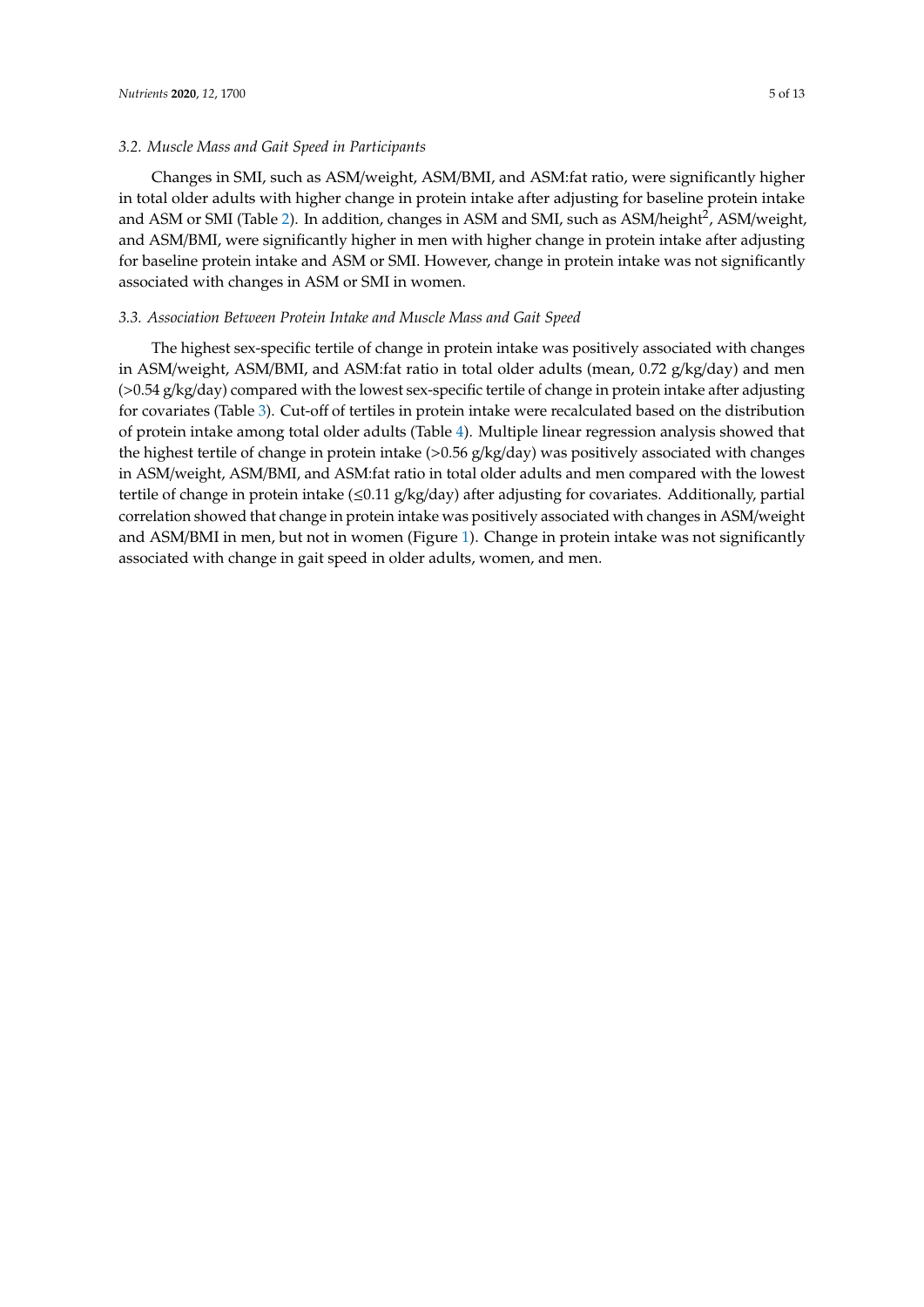### 3.2. Muscle Mass and Gait Speed in Participants

Changes in SMI, such as ASM/weight, ASM/BMI, and ASM:fat ratio, were significantly higher in total older adults with higher change in protein intake after adjusting for baseline protein intake and ASM or SMI (Table 2). In addition, changes in ASM and SMI, such as ASM/height$^2$, ASM/weight, and ASM/BMI, were significantly higher in men with higher change in protein intake after adjusting for baseline protein intake and ASM or SMI. However, change in protein intake was not significantly associated with changes in ASM or SMI in women.

### 3.3. Association Between Protein Intake and Muscle Mass and Gait Speed

The highest sex-specific tertile of change in protein intake was positively associated with changes in ASM/weight, ASM/BMI, and ASM:fat ratio in total older adults (mean, 0.72 g/kg/day) and men (>0.54 g/kg/day) compared with the lowest sex-specific tertile of change in protein intake after adjusting for covariates (Table 3). Cut-off of tertiles in protein intake were recalculated based on the distribution of protein intake among total older adults (Table 4). Multiple linear regression analysis showed that the highest tertile of change in protein intake (>0.56 g/kg/day) was positively associated with changes in ASM/weight, ASM/BMI, and ASM:fat ratio in total older adults and men compared with the lowest tertile of change in protein intake (≤0.11 g/kg/day) after adjusting for covariates. Additionally, partial correlation showed that change in protein intake was positively associated with changes in ASM/weight and ASM/BMI in men, but not in women (Figure 1). Change in protein intake was not significantly associated with change in gait speed in older adults, women, and men.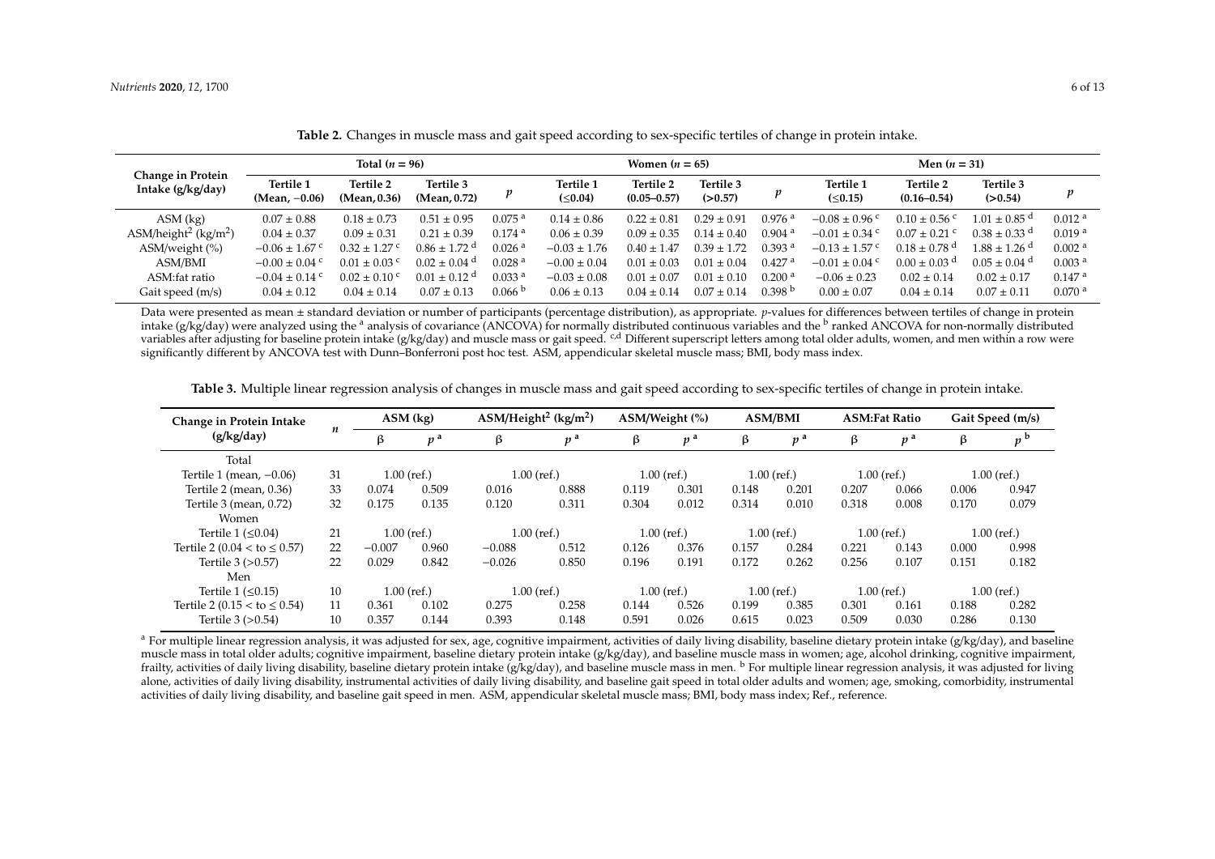**Table 2.** Changes in muscle mass and gait speed according to sex-specific tertiles of change in protein intake.

| Change in Protein Intake (g/kg/day) | Total ($n$ = 96) | | | | Women ($n$ = 65) | | | | Men ($n$ = 31) | | | |
|---|---|---|---|---|---|---|---|---|---|---|---|---|
| | Tertile 1 (Mean, −0.06) | Tertile 2 (Mean, 0.36) | Tertile 3 (Mean, 0.72) | $p$ | Tertile 1 (≤0.04) | Tertile 2 (0.05–0.57) | Tertile 3 (>0.57) | $p$ | Tertile 1 (≤0.15) | Tertile 2 (0.16–0.54) | Tertile 3 (>0.54) | $p$ |
| ASM (kg) | 0.07 ± 0.88 | 0.18 ± 0.73 | 0.51 ± 0.95 | 0.075 [a] | 0.14 ± 0.86 | 0.22 ± 0.81 | 0.29 ± 0.91 | 0.976 [a] | −0.08 ± 0.96 [c] | 0.10 ± 0.56 [c] | 1.01 ± 0.85 [d] | 0.012 [a] |
| ASM/height$^2$ (kg/m$^2$) | 0.04 ± 0.37 | 0.09 ± 0.31 | 0.21 ± 0.39 | 0.174 [a] | 0.06 ± 0.39 | 0.09 ± 0.35 | 0.14 ± 0.40 | 0.904 [a] | −0.01 ± 0.34 [c] | 0.07 ± 0.21 [c] | 0.38 ± 0.33 [d] | 0.019 [a] |
| ASM/weight (%) | −0.06 ± 1.67 [c] | 0.32 ± 1.27 [c] | 0.86 ± 1.72 [d] | 0.026 [a] | −0.03 ± 1.76 | 0.40 ± 1.47 | 0.39 ± 1.72 | 0.393 [a] | −0.13 ± 1.57 [c] | 0.18 ± 0.78 [d] | 1.88 ± 1.26 [d] | 0.002 [a] |
| ASM/BMI | −0.00 ± 0.04 [c] | 0.01 ± 0.03 [c] | 0.02 ± 0.04 [d] | 0.028 [a] | −0.00 ± 0.04 | 0.01 ± 0.03 | 0.01 ± 0.04 | 0.427 [a] | −0.01 ± 0.04 [c] | 0.00 ± 0.03 [d] | 0.05 ± 0.04 [d] | 0.003 [a] |
| ASM:fat ratio | −0.04 ± 0.14 [c] | 0.02 ± 0.10 [c] | 0.01 ± 0.12 [d] | 0.033 [a] | −0.03 ± 0.08 | 0.01 ± 0.07 | 0.01 ± 0.10 | 0.200 [a] | −0.06 ± 0.23 | 0.02 ± 0.14 | 0.02 ± 0.17 | 0.147 [a] |
| Gait speed (m/s) | 0.04 ± 0.12 | 0.04 ± 0.14 | 0.07 ± 0.13 | 0.066 [b] | 0.06 ± 0.13 | 0.04 ± 0.14 | 0.07 ± 0.14 | 0.398 [b] | 0.00 ± 0.07 | 0.04 ± 0.14 | 0.07 ± 0.11 | 0.070 [a] |

Data were presented as mean ± standard deviation or number of participants (percentage distribution), as appropriate. $p$-values for differences between tertiles of change in protein intake (g/kg/day) were analyzed using the [a] analysis of covariance (ANCOVA) for normally distributed continuous variables and the [b] ranked ANCOVA for non-normally distributed variables after adjusting for baseline protein intake (g/kg/day) and muscle mass or gait speed. [c,d] Different superscript letters among total older adults, women, and men within a row were significantly different by ANCOVA test with Dunn–Bonferroni post hoc test. ASM, appendicular skeletal muscle mass; BMI, body mass index.

**Table 3.** Multiple linear regression analysis of changes in muscle mass and gait speed according to sex-specific tertiles of change in protein intake.

| Change in Protein Intake (g/kg/day) | $n$ | ASM (kg) | | ASM/Height$^2$ (kg/m$^2$) | | ASM/Weight (%) | | ASM/BMI | | ASM:Fat Ratio | | Gait Speed (m/s) | |
|---|---|---|---|---|---|---|---|---|---|---|---|---|---|
| | | β | $p$ [a] | β | $p$ [a] | β | $p$ [a] | β | $p$ [a] | β | $p$ [a] | β | $p$ [b] |
| Total | | | | | | | | | | | | | |
| Tertile 1 (mean, −0.06) | 31 | 1.00 (ref.) | | 1.00 (ref.) | | 1.00 (ref.) | | 1.00 (ref.) | | 1.00 (ref.) | | 1.00 (ref.) | |
| Tertile 2 (mean, 0.36) | 33 | 0.074 | 0.509 | 0.016 | 0.888 | 0.119 | 0.301 | 0.148 | 0.201 | 0.207 | 0.066 | 0.006 | 0.947 |
| Tertile 3 (mean, 0.72) | 32 | 0.175 | 0.135 | 0.120 | 0.311 | 0.304 | 0.012 | 0.314 | 0.010 | 0.318 | 0.008 | 0.170 | 0.079 |
| Women | | | | | | | | | | | | | |
| Tertile 1 (≤0.04) | 21 | 1.00 (ref.) | | 1.00 (ref.) | | 1.00 (ref.) | | 1.00 (ref.) | | 1.00 (ref.) | | 1.00 (ref.) | |
| Tertile 2 (0.04 < to ≤ 0.57) | 22 | −0.007 | 0.960 | −0.088 | 0.512 | 0.126 | 0.376 | 0.157 | 0.284 | 0.221 | 0.143 | 0.000 | 0.998 |
| Tertile 3 (>0.57) | 22 | 0.029 | 0.842 | −0.026 | 0.850 | 0.196 | 0.191 | 0.172 | 0.262 | 0.256 | 0.107 | 0.151 | 0.182 |
| Men | | | | | | | | | | | | | |
| Tertile 1 (≤0.15) | 10 | 1.00 (ref.) | | 1.00 (ref.) | | 1.00 (ref.) | | 1.00 (ref.) | | 1.00 (ref.) | | 1.00 (ref.) | |
| Tertile 2 (0.15 < to ≤ 0.54) | 11 | 0.361 | 0.102 | 0.275 | 0.258 | 0.144 | 0.526 | 0.199 | 0.385 | 0.301 | 0.161 | 0.188 | 0.282 |
| Tertile 3 (>0.54) | 10 | 0.357 | 0.144 | 0.393 | 0.148 | 0.591 | 0.026 | 0.615 | 0.023 | 0.509 | 0.030 | 0.286 | 0.130 |

[a] For multiple linear regression analysis, it was adjusted for sex, age, cognitive impairment, activities of daily living disability, baseline dietary protein intake (g/kg/day), and baseline muscle mass in total older adults; cognitive impairment, baseline dietary protein intake (g/kg/day), and baseline muscle mass in women; age, alcohol drinking, cognitive impairment, frailty, activities of daily living disability, baseline dietary protein intake (g/kg/day), and baseline muscle mass in men. [b] For multiple linear regression analysis, it was adjusted for living alone, activities of daily living disability, instrumental activities of daily living disability, and baseline gait speed in total older adults and women; age, smoking, comorbidity, instrumental activities of daily living disability, and baseline gait speed in men. ASM, appendicular skeletal muscle mass; BMI, body mass index; Ref., reference.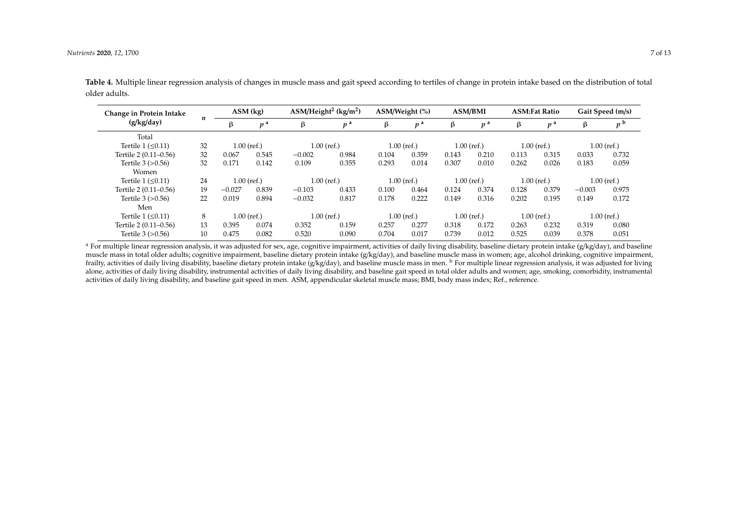**Table 4.** Multiple linear regression analysis of changes in muscle mass and gait speed according to tertiles of change in protein intake based on the distribution of total older adults.

| Change in Protein Intake (g/kg/day) | $n$ | ASM (kg) | | ASM/Height² (kg/m²) | | ASM/Weight (%) | | ASM/BMI | | ASM:Fat Ratio | | Gait Speed (m/s) | |
|---|---|---|---|---|---|---|---|---|---|---|---|---|---|
| | | β | $p$ [a] | β | $p$ [a] | β | $p$ [a] | β | $p$ [a] | β | $p$ [a] | β | $p$ [b] |
| Total | | | | | | | | | | | | | |
| Tertile 1 (≤0.11) | 32 | 1.00 (ref.) | | 1.00 (ref.) | | 1.00 (ref.) | | 1.00 (ref.) | | 1.00 (ref.) | | 1.00 (ref.) | |
| Tertile 2 (0.11–0.56) | 32 | 0.067 | 0.545 | −0.002 | 0.984 | 0.104 | 0.359 | 0.143 | 0.210 | 0.113 | 0.315 | 0.033 | 0.732 |
| Tertile 3 (>0.56) | 32 | 0.171 | 0.142 | 0.109 | 0.355 | 0.293 | 0.014 | 0.307 | 0.010 | 0.262 | 0.026 | 0.183 | 0.059 |
| Women | | | | | | | | | | | | | |
| Tertile 1 (≤0.11) | 24 | 1.00 (ref.) | | 1.00 (ref.) | | 1.00 (ref.) | | 1.00 (ref.) | | 1.00 (ref.) | | 1.00 (ref.) | |
| Tertile 2 (0.11–0.56) | 19 | −0.027 | 0.839 | −0.103 | 0.433 | 0.100 | 0.464 | 0.124 | 0.374 | 0.128 | 0.379 | −0.003 | 0.975 |
| Tertile 3 (>0.56) | 22 | 0.019 | 0.894 | −0.032 | 0.817 | 0.178 | 0.222 | 0.149 | 0.316 | 0.202 | 0.195 | 0.149 | 0.172 |
| Men | | | | | | | | | | | | | |
| Tertile 1 (≤0.11) | 8 | 1.00 (ref.) | | 1.00 (ref.) | | 1.00 (ref.) | | 1.00 (ref.) | | 1.00 (ref.) | | 1.00 (ref.) | |
| Tertile 2 (0.11–0.56) | 13 | 0.395 | 0.074 | 0.352 | 0.159 | 0.257 | 0.277 | 0.318 | 0.172 | 0.263 | 0.232 | 0.319 | 0.080 |
| Tertile 3 (>0.56) | 10 | 0.475 | 0.082 | 0.520 | 0.090 | 0.704 | 0.017 | 0.739 | 0.012 | 0.525 | 0.039 | 0.378 | 0.051 |

[a] For multiple linear regression analysis, it was adjusted for sex, age, cognitive impairment, activities of daily living disability, baseline dietary protein intake (g/kg/day), and baseline muscle mass in total older adults; cognitive impairment, baseline dietary protein intake (g/kg/day), and baseline muscle mass in women; age, alcohol drinking, cognitive impairment, frailty, activities of daily living disability, baseline dietary protein intake (g/kg/day), and baseline muscle mass in men. [b] For multiple linear regression analysis, it was adjusted for living alone, activities of daily living disability, instrumental activities of daily living disability, and baseline gait speed in total older adults and women; age, smoking, comorbidity, instrumental activities of daily living disability, and baseline gait speed in men. ASM, appendicular skeletal muscle mass; BMI, body mass index; Ref., reference.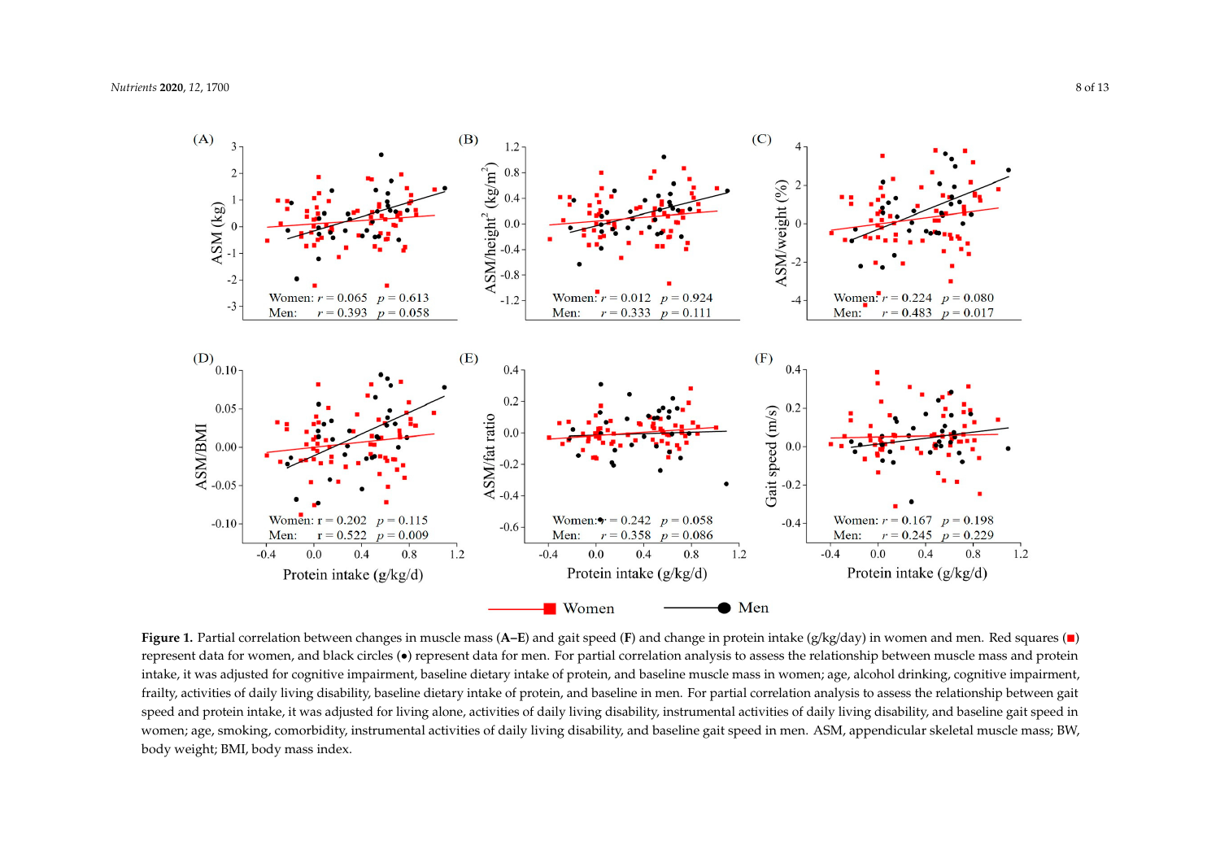**Figure 1.** Partial correlation between changes in muscle mass (**A**–**E**) and gait speed (**F**) and change in protein intake (g/kg/day) in women and men. Red squares (■) represent data for women, and black circles (●) represent data for men. For partial correlation analysis to assess the relationship between muscle mass and protein intake, it was adjusted for cognitive impairment, baseline dietary intake of protein, and baseline muscle mass in women; age, alcohol drinking, cognitive impairment, frailty, activities of daily living disability, baseline dietary intake of protein, and baseline in men. For partial correlation analysis to assess the relationship between gait speed and protein intake, it was adjusted for living alone, activities of daily living disability, instrumental activities of daily living disability, and baseline gait speed in women; age, smoking, comorbidity, instrumental activities of daily living disability, and baseline gait speed in men. ASM, appendicular skeletal muscle mass; BW, body weight; BMI, body mass index.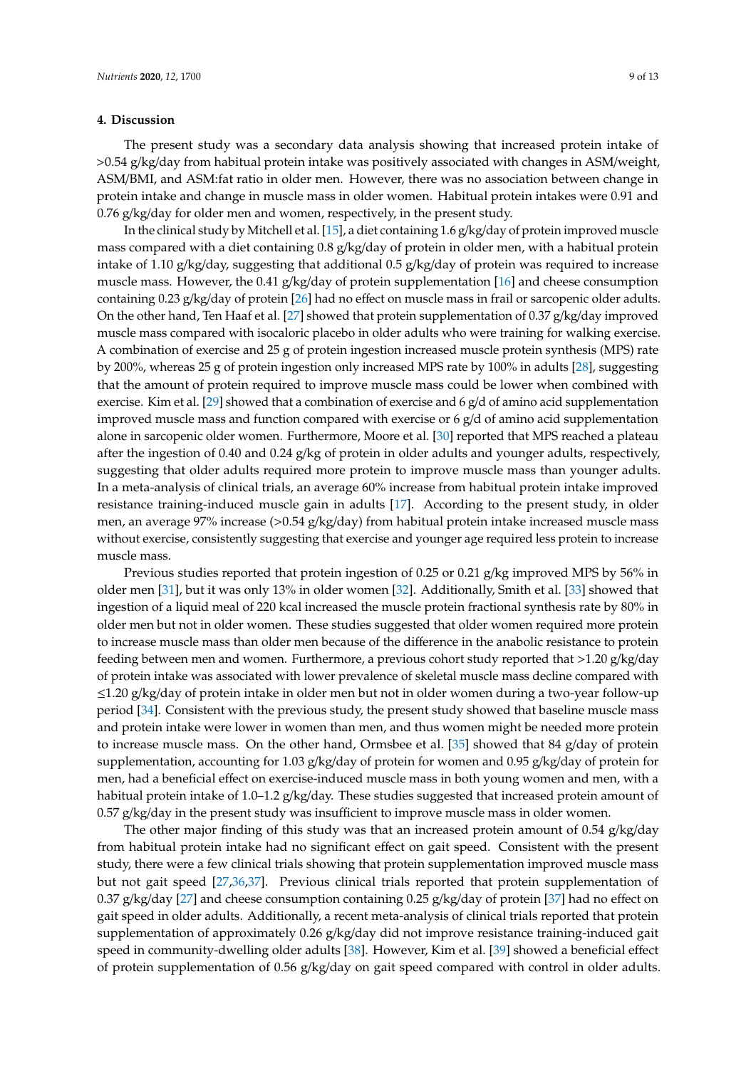## 4. Discussion

The present study was a secondary data analysis showing that increased protein intake of >0.54 g/kg/day from habitual protein intake was positively associated with changes in ASM/weight, ASM/BMI, and ASM:fat ratio in older men. However, there was no association between change in protein intake and change in muscle mass in older women. Habitual protein intakes were 0.91 and 0.76 g/kg/day for older men and women, respectively, in the present study.

In the clinical study by Mitchell et al. [15], a diet containing 1.6 g/kg/day of protein improved muscle mass compared with a diet containing 0.8 g/kg/day of protein in older men, with a habitual protein intake of 1.10 g/kg/day, suggesting that additional 0.5 g/kg/day of protein was required to increase muscle mass. However, the 0.41 g/kg/day of protein supplementation [16] and cheese consumption containing 0.23 g/kg/day of protein [26] had no effect on muscle mass in frail or sarcopenic older adults. On the other hand, Ten Haaf et al. [27] showed that protein supplementation of 0.37 g/kg/day improved muscle mass compared with isocaloric placebo in older adults who were training for walking exercise. A combination of exercise and 25 g of protein ingestion increased muscle protein synthesis (MPS) rate by 200%, whereas 25 g of protein ingestion only increased MPS rate by 100% in adults [28], suggesting that the amount of protein required to improve muscle mass could be lower when combined with exercise. Kim et al. [29] showed that a combination of exercise and 6 g/d of amino acid supplementation improved muscle mass and function compared with exercise or 6 g/d of amino acid supplementation alone in sarcopenic older women. Furthermore, Moore et al. [30] reported that MPS reached a plateau after the ingestion of 0.40 and 0.24 g/kg of protein in older adults and younger adults, respectively, suggesting that older adults required more protein to improve muscle mass than younger adults. In a meta-analysis of clinical trials, an average 60% increase from habitual protein intake improved resistance training-induced muscle gain in adults [17]. According to the present study, in older men, an average 97% increase (>0.54 g/kg/day) from habitual protein intake increased muscle mass without exercise, consistently suggesting that exercise and younger age required less protein to increase muscle mass.

Previous studies reported that protein ingestion of 0.25 or 0.21 g/kg improved MPS by 56% in older men [31], but it was only 13% in older women [32]. Additionally, Smith et al. [33] showed that ingestion of a liquid meal of 220 kcal increased the muscle protein fractional synthesis rate by 80% in older men but not in older women. These studies suggested that older women required more protein to increase muscle mass than older men because of the difference in the anabolic resistance to protein feeding between men and women. Furthermore, a previous cohort study reported that >1.20 g/kg/day of protein intake was associated with lower prevalence of skeletal muscle mass decline compared with ≤1.20 g/kg/day of protein intake in older men but not in older women during a two-year follow-up period [34]. Consistent with the previous study, the present study showed that baseline muscle mass and protein intake were lower in women than men, and thus women might be needed more protein to increase muscle mass. On the other hand, Ormsbee et al. [35] showed that 84 g/day of protein supplementation, accounting for 1.03 g/kg/day of protein for women and 0.95 g/kg/day of protein for men, had a beneficial effect on exercise-induced muscle mass in both young women and men, with a habitual protein intake of 1.0–1.2 g/kg/day. These studies suggested that increased protein amount of 0.57 g/kg/day in the present study was insufficient to improve muscle mass in older women.

The other major finding of this study was that an increased protein amount of 0.54 g/kg/day from habitual protein intake had no significant effect on gait speed. Consistent with the present study, there were a few clinical trials showing that protein supplementation improved muscle mass but not gait speed [27,36,37]. Previous clinical trials reported that protein supplementation of 0.37 g/kg/day [27] and cheese consumption containing 0.25 g/kg/day of protein [37] had no effect on gait speed in older adults. Additionally, a recent meta-analysis of clinical trials reported that protein supplementation of approximately 0.26 g/kg/day did not improve resistance training-induced gait speed in community-dwelling older adults [38]. However, Kim et al. [39] showed a beneficial effect of protein supplementation of 0.56 g/kg/day on gait speed compared with control in older adults.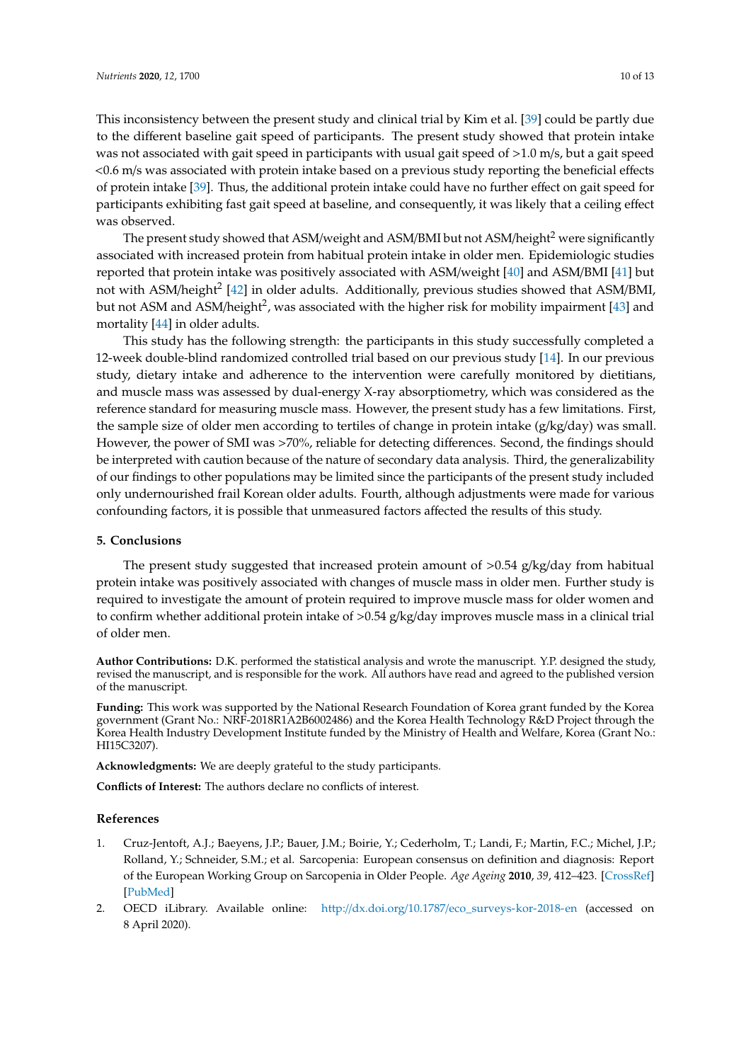This inconsistency between the present study and clinical trial by Kim et al. [39] could be partly due to the different baseline gait speed of participants. The present study showed that protein intake was not associated with gait speed in participants with usual gait speed of >1.0 m/s, but a gait speed <0.6 m/s was associated with protein intake based on a previous study reporting the beneficial effects of protein intake [39]. Thus, the additional protein intake could have no further effect on gait speed for participants exhibiting fast gait speed at baseline, and consequently, it was likely that a ceiling effect was observed.

The present study showed that ASM/weight and ASM/BMI but not ASM/height$^2$ were significantly associated with increased protein from habitual protein intake in older men. Epidemiologic studies reported that protein intake was positively associated with ASM/weight [40] and ASM/BMI [41] but not with ASM/height$^2$ [42] in older adults. Additionally, previous studies showed that ASM/BMI, but not ASM and ASM/height$^2$, was associated with the higher risk for mobility impairment [43] and mortality [44] in older adults.

This study has the following strength: the participants in this study successfully completed a 12-week double-blind randomized controlled trial based on our previous study [14]. In our previous study, dietary intake and adherence to the intervention were carefully monitored by dietitians, and muscle mass was assessed by dual-energy X-ray absorptiometry, which was considered as the reference standard for measuring muscle mass. However, the present study has a few limitations. First, the sample size of older men according to tertiles of change in protein intake (g/kg/day) was small. However, the power of SMI was >70%, reliable for detecting differences. Second, the findings should be interpreted with caution because of the nature of secondary data analysis. Third, the generalizability of our findings to other populations may be limited since the participants of the present study included only undernourished frail Korean older adults. Fourth, although adjustments were made for various confounding factors, it is possible that unmeasured factors affected the results of this study.

## 5. Conclusions

The present study suggested that increased protein amount of >0.54 g/kg/day from habitual protein intake was positively associated with changes of muscle mass in older men. Further study is required to investigate the amount of protein required to improve muscle mass for older women and to confirm whether additional protein intake of >0.54 g/kg/day improves muscle mass in a clinical trial of older men.

**Author Contributions:** D.K. performed the statistical analysis and wrote the manuscript. Y.P. designed the study, revised the manuscript, and is responsible for the work. All authors have read and agreed to the published version of the manuscript.

**Funding:** This work was supported by the National Research Foundation of Korea grant funded by the Korea government (Grant No.: NRF-2018R1A2B6002486) and the Korea Health Technology R&D Project through the Korea Health Industry Development Institute funded by the Ministry of Health and Welfare, Korea (Grant No.: HI15C3207).

**Acknowledgments:** We are deeply grateful to the study participants.

**Conflicts of Interest:** The authors declare no conflicts of interest.

## References

1. Cruz-Jentoft, A.J.; Baeyens, J.P.; Bauer, J.M.; Boirie, Y.; Cederholm, T.; Landi, F.; Martin, F.C.; Michel, J.P.; Rolland, Y.; Schneider, S.M.; et al. Sarcopenia: European consensus on definition and diagnosis: Report of the European Working Group on Sarcopenia in Older People. *Age Ageing* **2010**, *39*, 412–423. [CrossRef] [PubMed]
2. OECD iLibrary. Available online: http://dx.doi.org/10.1787/eco_surveys-kor-2018-en (accessed on 8 April 2020).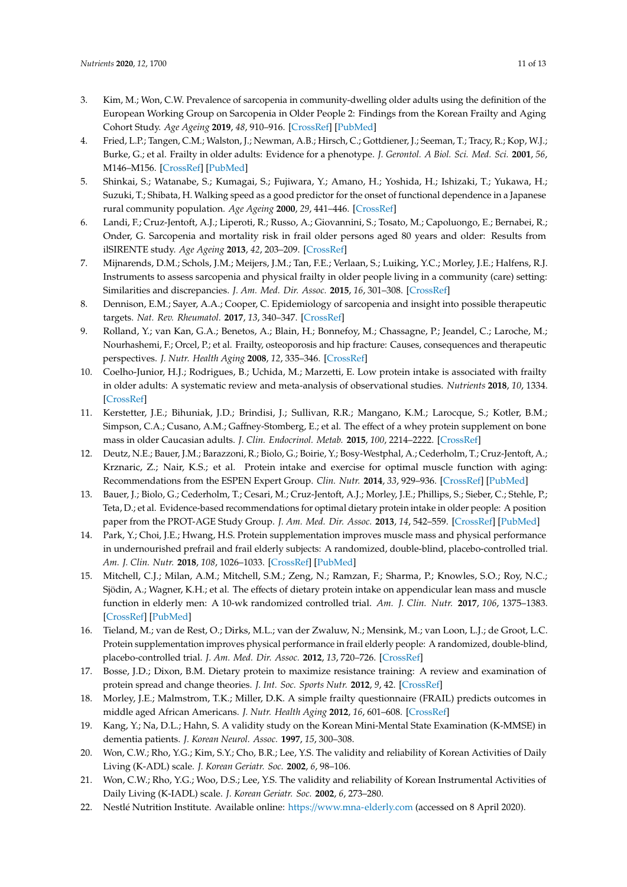3. Kim, M.; Won, C.W. Prevalence of sarcopenia in community-dwelling older adults using the definition of the European Working Group on Sarcopenia in Older People 2: Findings from the Korean Frailty and Aging Cohort Study. *Age Ageing* **2019**, *48*, 910–916. [CrossRef] [PubMed]
4. Fried, L.P.; Tangen, C.M.; Walston, J.; Newman, A.B.; Hirsch, C.; Gottdiener, J.; Seeman, T.; Tracy, R.; Kop, W.J.; Burke, G.; et al. Frailty in older adults: Evidence for a phenotype. *J. Gerontol. A Biol. Sci. Med. Sci.* **2001**, *56*, M146–M156. [CrossRef] [PubMed]
5. Shinkai, S.; Watanabe, S.; Kumagai, S.; Fujiwara, Y.; Amano, H.; Yoshida, H.; Ishizaki, T.; Yukawa, H.; Suzuki, T.; Shibata, H. Walking speed as a good predictor for the onset of functional dependence in a Japanese rural community population. *Age Ageing* **2000**, *29*, 441–446. [CrossRef]
6. Landi, F.; Cruz-Jentoft, A.J.; Liperoti, R.; Russo, A.; Giovannini, S.; Tosato, M.; Capoluongo, E.; Bernabei, R.; Onder, G. Sarcopenia and mortality risk in frail older persons aged 80 years and older: Results from ilSIRENTE study. *Age Ageing* **2013**, *42*, 203–209. [CrossRef]
7. Mijnarends, D.M.; Schols, J.M.; Meijers, J.M.; Tan, F.E.; Verlaan, S.; Luiking, Y.C.; Morley, J.E.; Halfens, R.J. Instruments to assess sarcopenia and physical frailty in older people living in a community (care) setting: Similarities and discrepancies. *J. Am. Med. Dir. Assoc.* **2015**, *16*, 301–308. [CrossRef]
8. Dennison, E.M.; Sayer, A.A.; Cooper, C. Epidemiology of sarcopenia and insight into possible therapeutic targets. *Nat. Rev. Rheumatol.* **2017**, *13*, 340–347. [CrossRef]
9. Rolland, Y.; van Kan, G.A.; Benetos, A.; Blain, H.; Bonnefoy, M.; Chassagne, P.; Jeandel, C.; Laroche, M.; Nourhashemi, F.; Orcel, P.; et al. Frailty, osteoporosis and hip fracture: Causes, consequences and therapeutic perspectives. *J. Nutr. Health Aging* **2008**, *12*, 335–346. [CrossRef]
10. Coelho-Junior, H.J.; Rodrigues, B.; Uchida, M.; Marzetti, E. Low protein intake is associated with frailty in older adults: A systematic review and meta-analysis of observational studies. *Nutrients* **2018**, *10*, 1334. [CrossRef]
11. Kerstetter, J.E.; Bihuniak, J.D.; Brindisi, J.; Sullivan, R.R.; Mangano, K.M.; Larocque, S.; Kotler, B.M.; Simpson, C.A.; Cusano, A.M.; Gaffney-Stomberg, E.; et al. The effect of a whey protein supplement on bone mass in older Caucasian adults. *J. Clin. Endocrinol. Metab.* **2015**, *100*, 2214–2222. [CrossRef]
12. Deutz, N.E.; Bauer, J.M.; Barazzoni, R.; Biolo, G.; Boirie, Y.; Bosy-Westphal, A.; Cederholm, T.; Cruz-Jentoft, A.; Krznaric, Z.; Nair, K.S.; et al. Protein intake and exercise for optimal muscle function with aging: Recommendations from the ESPEN Expert Group. *Clin. Nutr.* **2014**, *33*, 929–936. [CrossRef] [PubMed]
13. Bauer, J.; Biolo, G.; Cederholm, T.; Cesari, M.; Cruz-Jentoft, A.J.; Morley, J.E.; Phillips, S.; Sieber, C.; Stehle, P.; Teta, D.; et al. Evidence-based recommendations for optimal dietary protein intake in older people: A position paper from the PROT-AGE Study Group. *J. Am. Med. Dir. Assoc.* **2013**, *14*, 542–559. [CrossRef] [PubMed]
14. Park, Y.; Choi, J.E.; Hwang, H.S. Protein supplementation improves muscle mass and physical performance in undernourished prefrail and frail elderly subjects: A randomized, double-blind, placebo-controlled trial. *Am. J. Clin. Nutr.* **2018**, *108*, 1026–1033. [CrossRef] [PubMed]
15. Mitchell, C.J.; Milan, A.M.; Mitchell, S.M.; Zeng, N.; Ramzan, F.; Sharma, P.; Knowles, S.O.; Roy, N.C.; Sjödin, A.; Wagner, K.H.; et al. The effects of dietary protein intake on appendicular lean mass and muscle function in elderly men: A 10-wk randomized controlled trial. *Am. J. Clin. Nutr.* **2017**, *106*, 1375–1383. [CrossRef] [PubMed]
16. Tieland, M.; van de Rest, O.; Dirks, M.L.; van der Zwaluw, N.; Mensink, M.; van Loon, L.J.; de Groot, L.C. Protein supplementation improves physical performance in frail elderly people: A randomized, double-blind, placebo-controlled trial. *J. Am. Med. Dir. Assoc.* **2012**, *13*, 720–726. [CrossRef]
17. Bosse, J.D.; Dixon, B.M. Dietary protein to maximize resistance training: A review and examination of protein spread and change theories. *J. Int. Soc. Sports Nutr.* **2012**, *9*, 42. [CrossRef]
18. Morley, J.E.; Malmstrom, T.K.; Miller, D.K. A simple frailty questionnaire (FRAIL) predicts outcomes in middle aged African Americans. *J. Nutr. Health Aging* **2012**, *16*, 601–608. [CrossRef]
19. Kang, Y.; Na, D.L.; Hahn, S. A validity study on the Korean Mini-Mental State Examination (K-MMSE) in dementia patients. *J. Korean Neurol. Assoc.* **1997**, *15*, 300–308.
20. Won, C.W.; Rho, Y.G.; Kim, S.Y.; Cho, B.R.; Lee, Y.S. The validity and reliability of Korean Activities of Daily Living (K-ADL) scale. *J. Korean Geriatr. Soc.* **2002**, *6*, 98–106.
21. Won, C.W.; Rho, Y.G.; Woo, D.S.; Lee, Y.S. The validity and reliability of Korean Instrumental Activities of Daily Living (K-IADL) scale. *J. Korean Geriatr. Soc.* **2002**, *6*, 273–280.
22. Nestlé Nutrition Institute. Available online: https://www.mna-elderly.com (accessed on 8 April 2020).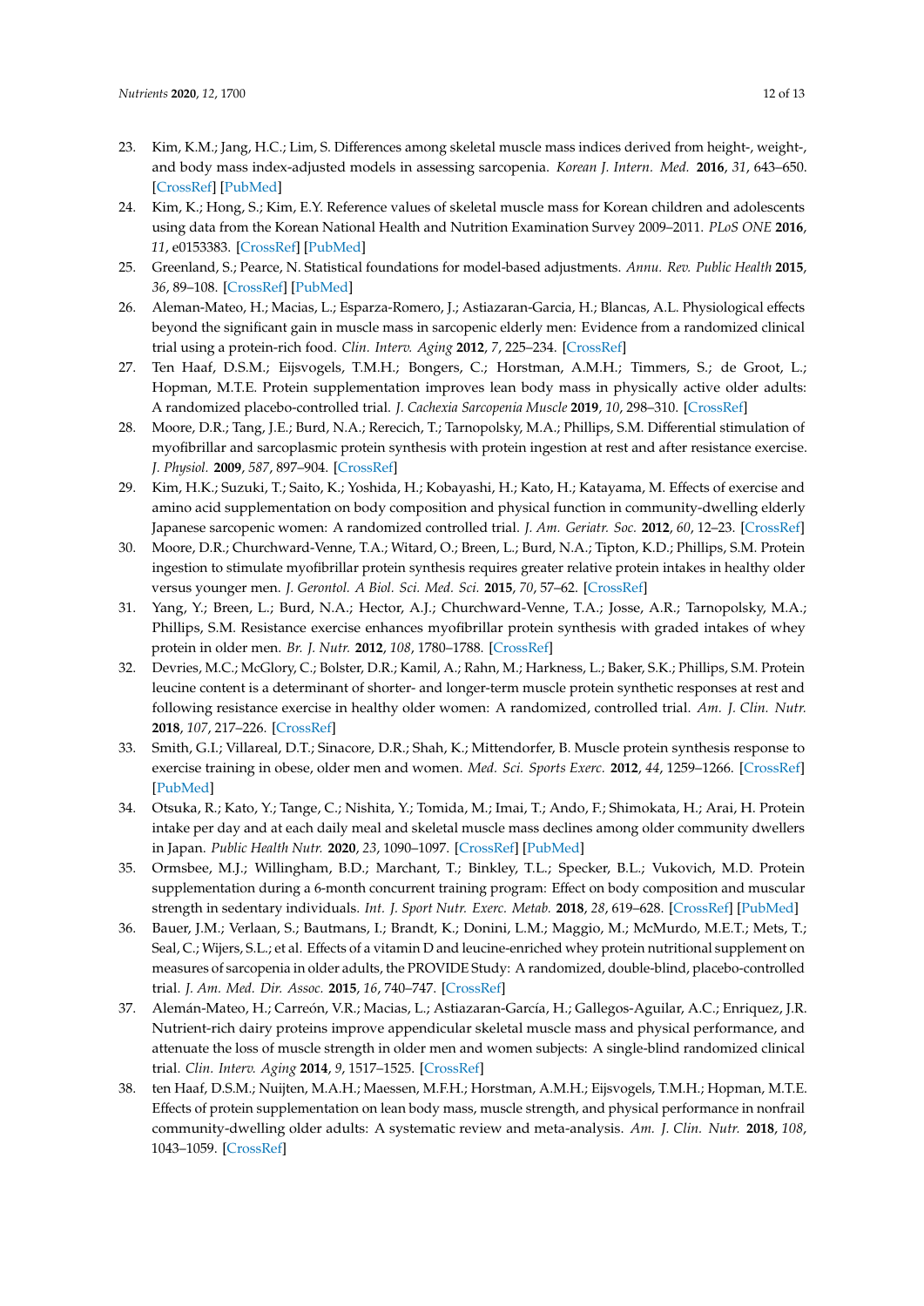23. Kim, K.M.; Jang, H.C.; Lim, S. Differences among skeletal muscle mass indices derived from height-, weight-, and body mass index-adjusted models in assessing sarcopenia. *Korean J. Intern. Med.* **2016**, *31*, 643–650. [CrossRef] [PubMed]
24. Kim, K.; Hong, S.; Kim, E.Y. Reference values of skeletal muscle mass for Korean children and adolescents using data from the Korean National Health and Nutrition Examination Survey 2009–2011. *PLoS ONE* **2016**, *11*, e0153383. [CrossRef] [PubMed]
25. Greenland, S.; Pearce, N. Statistical foundations for model-based adjustments. *Annu. Rev. Public Health* **2015**, *36*, 89–108. [CrossRef] [PubMed]
26. Aleman-Mateo, H.; Macias, L.; Esparza-Romero, J.; Astiazaran-Garcia, H.; Blancas, A.L. Physiological effects beyond the significant gain in muscle mass in sarcopenic elderly men: Evidence from a randomized clinical trial using a protein-rich food. *Clin. Interv. Aging* **2012**, *7*, 225–234. [CrossRef]
27. Ten Haaf, D.S.M.; Eijsvogels, T.M.H.; Bongers, C.; Horstman, A.M.H.; Timmers, S.; de Groot, L.; Hopman, M.T.E. Protein supplementation improves lean body mass in physically active older adults: A randomized placebo-controlled trial. *J. Cachexia Sarcopenia Muscle* **2019**, *10*, 298–310. [CrossRef]
28. Moore, D.R.; Tang, J.E.; Burd, N.A.; Rerecich, T.; Tarnopolsky, M.A.; Phillips, S.M. Differential stimulation of myofibrillar and sarcoplasmic protein synthesis with protein ingestion at rest and after resistance exercise. *J. Physiol.* **2009**, *587*, 897–904. [CrossRef]
29. Kim, H.K.; Suzuki, T.; Saito, K.; Yoshida, H.; Kobayashi, H.; Kato, H.; Katayama, M. Effects of exercise and amino acid supplementation on body composition and physical function in community-dwelling elderly Japanese sarcopenic women: A randomized controlled trial. *J. Am. Geriatr. Soc.* **2012**, *60*, 12–23. [CrossRef]
30. Moore, D.R.; Churchward-Venne, T.A.; Witard, O.; Breen, L.; Burd, N.A.; Tipton, K.D.; Phillips, S.M. Protein ingestion to stimulate myofibrillar protein synthesis requires greater relative protein intakes in healthy older versus younger men. *J. Gerontol. A Biol. Sci. Med. Sci.* **2015**, *70*, 57–62. [CrossRef]
31. Yang, Y.; Breen, L.; Burd, N.A.; Hector, A.J.; Churchward-Venne, T.A.; Josse, A.R.; Tarnopolsky, M.A.; Phillips, S.M. Resistance exercise enhances myofibrillar protein synthesis with graded intakes of whey protein in older men. *Br. J. Nutr.* **2012**, *108*, 1780–1788. [CrossRef]
32. Devries, M.C.; McGlory, C.; Bolster, D.R.; Kamil, A.; Rahn, M.; Harkness, L.; Baker, S.K.; Phillips, S.M. Protein leucine content is a determinant of shorter- and longer-term muscle protein synthetic responses at rest and following resistance exercise in healthy older women: A randomized, controlled trial. *Am. J. Clin. Nutr.* **2018**, *107*, 217–226. [CrossRef]
33. Smith, G.I.; Villareal, D.T.; Sinacore, D.R.; Shah, K.; Mittendorfer, B. Muscle protein synthesis response to exercise training in obese, older men and women. *Med. Sci. Sports Exerc.* **2012**, *44*, 1259–1266. [CrossRef] [PubMed]
34. Otsuka, R.; Kato, Y.; Tange, C.; Nishita, Y.; Tomida, M.; Imai, T.; Ando, F.; Shimokata, H.; Arai, H. Protein intake per day and at each daily meal and skeletal muscle mass declines among older community dwellers in Japan. *Public Health Nutr.* **2020**, *23*, 1090–1097. [CrossRef] [PubMed]
35. Ormsbee, M.J.; Willingham, B.D.; Marchant, T.; Binkley, T.L.; Specker, B.L.; Vukovich, M.D. Protein supplementation during a 6-month concurrent training program: Effect on body composition and muscular strength in sedentary individuals. *Int. J. Sport Nutr. Exerc. Metab.* **2018**, *28*, 619–628. [CrossRef] [PubMed]
36. Bauer, J.M.; Verlaan, S.; Bautmans, I.; Brandt, K.; Donini, L.M.; Maggio, M.; McMurdo, M.E.T.; Mets, T.; Seal, C.; Wijers, S.L.; et al. Effects of a vitamin D and leucine-enriched whey protein nutritional supplement on measures of sarcopenia in older adults, the PROVIDE Study: A randomized, double-blind, placebo-controlled trial. *J. Am. Med. Dir. Assoc.* **2015**, *16*, 740–747. [CrossRef]
37. Alemán-Mateo, H.; Carreón, V.R.; Macias, L.; Astiazaran-García, H.; Gallegos-Aguilar, A.C.; Enriquez, J.R. Nutrient-rich dairy proteins improve appendicular skeletal muscle mass and physical performance, and attenuate the loss of muscle strength in older men and women subjects: A single-blind randomized clinical trial. *Clin. Interv. Aging* **2014**, *9*, 1517–1525. [CrossRef]
38. ten Haaf, D.S.M.; Nuijten, M.A.H.; Maessen, M.F.H.; Horstman, A.M.H.; Eijsvogels, T.M.H.; Hopman, M.T.E. Effects of protein supplementation on lean body mass, muscle strength, and physical performance in nonfrail community-dwelling older adults: A systematic review and meta-analysis. *Am. J. Clin. Nutr.* **2018**, *108*, 1043–1059. [CrossRef]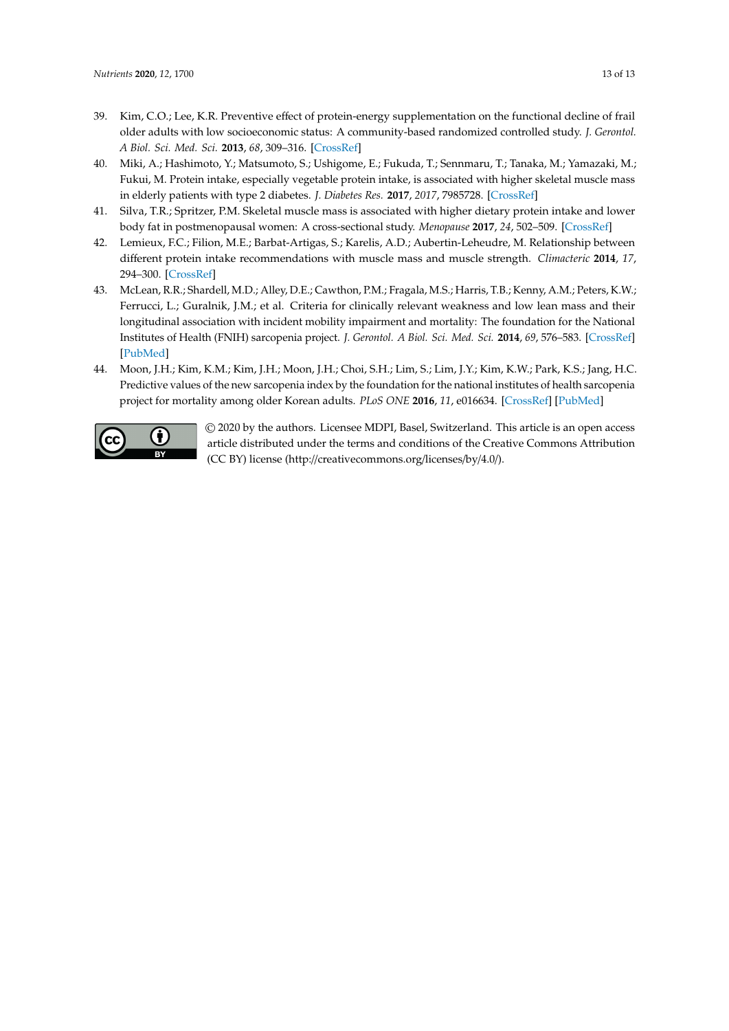39. Kim, C.O.; Lee, K.R. Preventive effect of protein-energy supplementation on the functional decline of frail older adults with low socioeconomic status: A community-based randomized controlled study. *J. Gerontol. A Biol. Sci. Med. Sci.* **2013**, *68*, 309–316. [CrossRef]
40. Miki, A.; Hashimoto, Y.; Matsumoto, S.; Ushigome, E.; Fukuda, T.; Sennmaru, T.; Tanaka, M.; Yamazaki, M.; Fukui, M. Protein intake, especially vegetable protein intake, is associated with higher skeletal muscle mass in elderly patients with type 2 diabetes. *J. Diabetes Res.* **2017**, *2017*, 7985728. [CrossRef]
41. Silva, T.R.; Spritzer, P.M. Skeletal muscle mass is associated with higher dietary protein intake and lower body fat in postmenopausal women: A cross-sectional study. *Menopause* **2017**, *24*, 502–509. [CrossRef]
42. Lemieux, F.C.; Filion, M.E.; Barbat-Artigas, S.; Karelis, A.D.; Aubertin-Leheudre, M. Relationship between different protein intake recommendations with muscle mass and muscle strength. *Climacteric* **2014**, *17*, 294–300. [CrossRef]
43. McLean, R.R.; Shardell, M.D.; Alley, D.E.; Cawthon, P.M.; Fragala, M.S.; Harris, T.B.; Kenny, A.M.; Peters, K.W.; Ferrucci, L.; Guralnik, J.M.; et al. Criteria for clinically relevant weakness and low lean mass and their longitudinal association with incident mobility impairment and mortality: The foundation for the National Institutes of Health (FNIH) sarcopenia project. *J. Gerontol. A Biol. Sci. Med. Sci.* **2014**, *69*, 576–583. [CrossRef] [PubMed]
44. Moon, J.H.; Kim, K.M.; Kim, J.H.; Moon, J.H.; Choi, S.H.; Lim, S.; Lim, J.Y.; Kim, K.W.; Park, K.S.; Jang, H.C. Predictive values of the new sarcopenia index by the foundation for the national institutes of health sarcopenia project for mortality among older Korean adults. *PLoS ONE* **2016**, *11*, e016634. [CrossRef] [PubMed]

© 2020 by the authors. Licensee MDPI, Basel, Switzerland. This article is an open access article distributed under the terms and conditions of the Creative Commons Attribution (CC BY) license (http://creativecommons.org/licenses/by/4.0/).